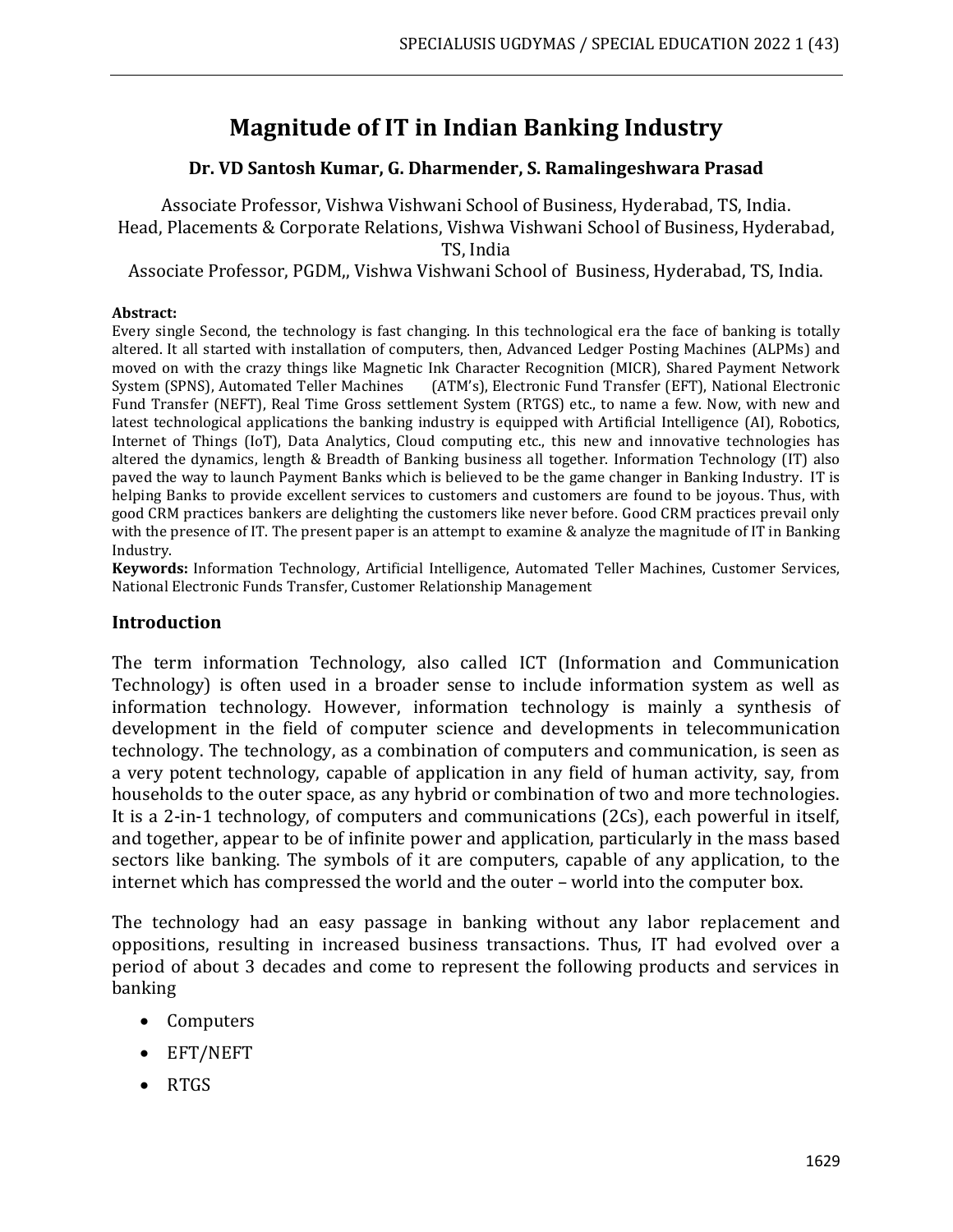# Magnitude of IT in Indian Banking Industry

**Dr. VD Santosh Kumar, G. Dharmender, S. Ramalingeshwara Prasad**

Associate Professor, Vishwa Vishwani School of Business, Hyderabad, TS, India.
Head, Placements & Corporate Relations, Vishwa Vishwani School of Business, Hyderabad, TS, India
Associate Professor, PGDM,, Vishwa Vishwani School of Business, Hyderabad, TS, India.

**Abstract:**
Every single Second, the technology is fast changing. In this technological era the face of banking is totally altered. It all started with installation of computers, then, Advanced Ledger Posting Machines (ALPMs) and moved on with the crazy things like Magnetic Ink Character Recognition (MICR), Shared Payment Network System (SPNS), Automated Teller Machines (ATM's), Electronic Fund Transfer (EFT), National Electronic Fund Transfer (NEFT), Real Time Gross settlement System (RTGS) etc., to name a few. Now, with new and latest technological applications the banking industry is equipped with Artificial Intelligence (AI), Robotics, Internet of Things (IoT), Data Analytics, Cloud computing etc., this new and innovative technologies has altered the dynamics, length & Breadth of Banking business all together. Information Technology (IT) also paved the way to launch Payment Banks which is believed to be the game changer in Banking Industry. IT is helping Banks to provide excellent services to customers and customers are found to be joyous. Thus, with good CRM practices bankers are delighting the customers like never before. Good CRM practices prevail only with the presence of IT. The present paper is an attempt to examine & analyze the magnitude of IT in Banking Industry.

**Keywords:** Information Technology, Artificial Intelligence, Automated Teller Machines, Customer Services, National Electronic Funds Transfer, Customer Relationship Management

## Introduction

The term information Technology, also called ICT (Information and Communication Technology) is often used in a broader sense to include information system as well as information technology. However, information technology is mainly a synthesis of development in the field of computer science and developments in telecommunication technology. The technology, as a combination of computers and communication, is seen as a very potent technology, capable of application in any field of human activity, say, from households to the outer space, as any hybrid or combination of two and more technologies. It is a 2-in-1 technology, of computers and communications (2Cs), each powerful in itself, and together, appear to be of infinite power and application, particularly in the mass based sectors like banking. The symbols of it are computers, capable of any application, to the internet which has compressed the world and the outer – world into the computer box.

The technology had an easy passage in banking without any labor replacement and oppositions, resulting in increased business transactions. Thus, IT had evolved over a period of about 3 decades and come to represent the following products and services in banking

- Computers
- EFT/NEFT
- RTGS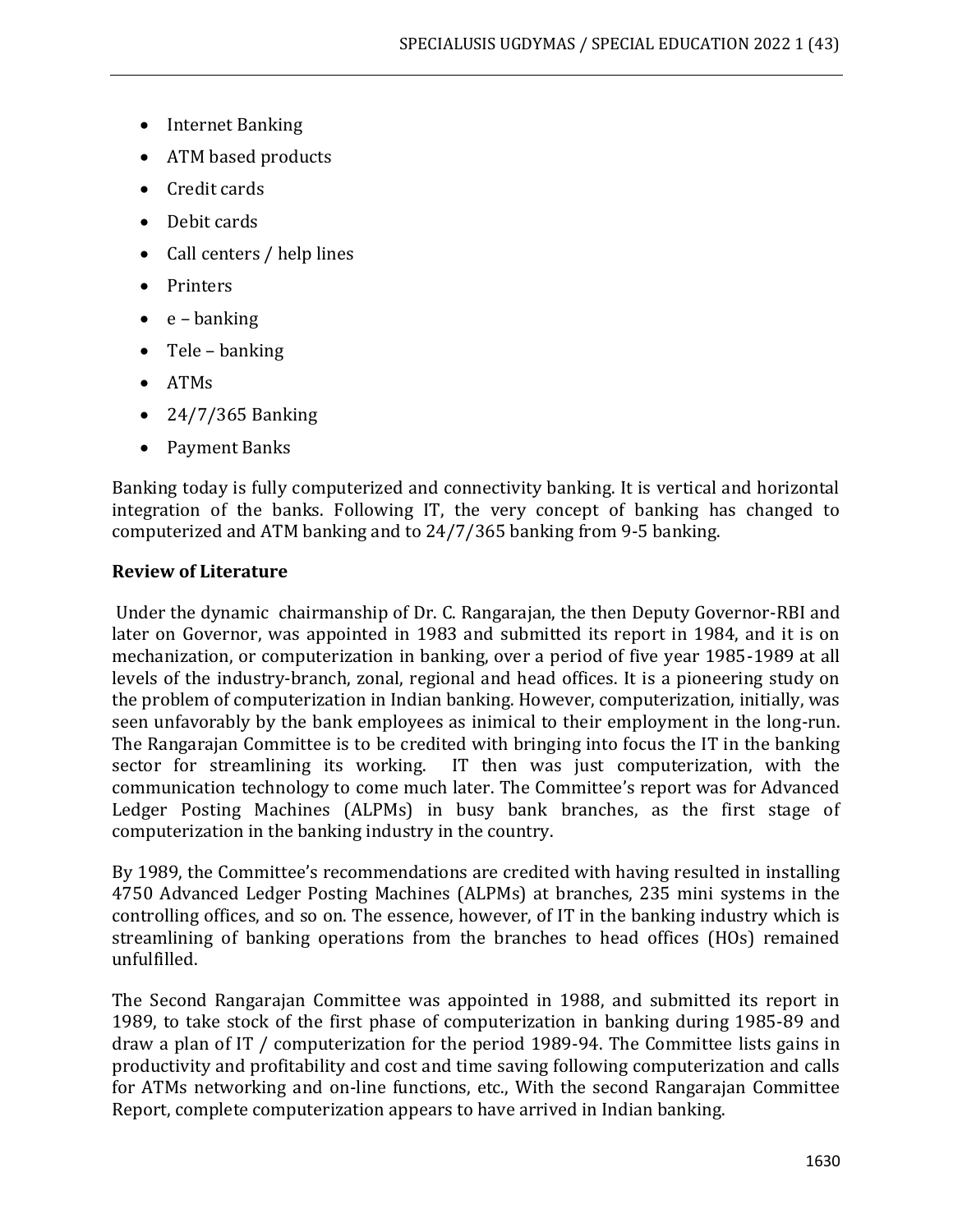- Internet Banking
- ATM based products
- Credit cards
- Debit cards
- Call centers / help lines
- Printers
- e – banking
- Tele – banking
- ATMs
- 24/7/365 Banking
- Payment Banks

Banking today is fully computerized and connectivity banking. It is vertical and horizontal integration of the banks. Following IT, the very concept of banking has changed to computerized and ATM banking and to 24/7/365 banking from 9-5 banking.

**Review of Literature**

Under the dynamic chairmanship of Dr. C. Rangarajan, the then Deputy Governor-RBI and later on Governor, was appointed in 1983 and submitted its report in 1984, and it is on mechanization, or computerization in banking, over a period of five year 1985-1989 at all levels of the industry-branch, zonal, regional and head offices. It is a pioneering study on the problem of computerization in Indian banking. However, computerization, initially, was seen unfavorably by the bank employees as inimical to their employment in the long-run. The Rangarajan Committee is to be credited with bringing into focus the IT in the banking sector for streamlining its working. IT then was just computerization, with the communication technology to come much later. The Committee's report was for Advanced Ledger Posting Machines (ALPMs) in busy bank branches, as the first stage of computerization in the banking industry in the country.

By 1989, the Committee's recommendations are credited with having resulted in installing 4750 Advanced Ledger Posting Machines (ALPMs) at branches, 235 mini systems in the controlling offices, and so on. The essence, however, of IT in the banking industry which is streamlining of banking operations from the branches to head offices (HOs) remained unfulfilled.

The Second Rangarajan Committee was appointed in 1988, and submitted its report in 1989, to take stock of the first phase of computerization in banking during 1985-89 and draw a plan of IT / computerization for the period 1989-94. The Committee lists gains in productivity and profitability and cost and time saving following computerization and calls for ATMs networking and on-line functions, etc., With the second Rangarajan Committee Report, complete computerization appears to have arrived in Indian banking.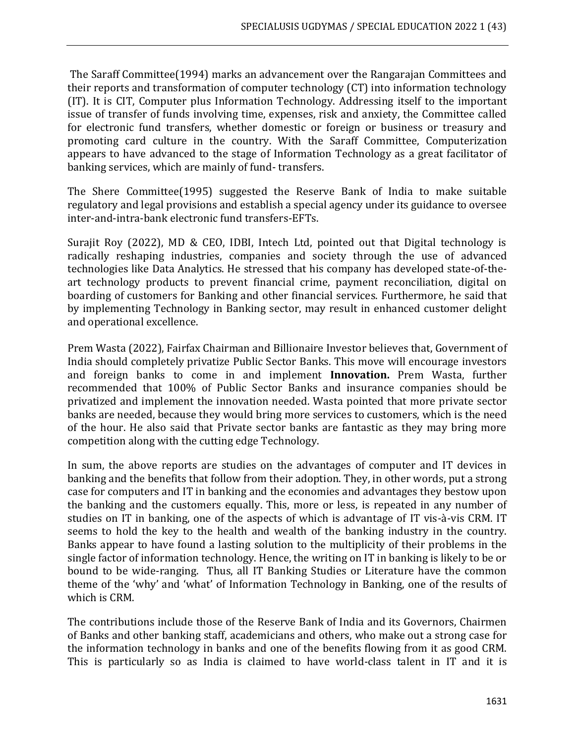The Saraff Committee(1994) marks an advancement over the Rangarajan Committees and their reports and transformation of computer technology (CT) into information technology (IT). It is CIT, Computer plus Information Technology. Addressing itself to the important issue of transfer of funds involving time, expenses, risk and anxiety, the Committee called for electronic fund transfers, whether domestic or foreign or business or treasury and promoting card culture in the country. With the Saraff Committee, Computerization appears to have advanced to the stage of Information Technology as a great facilitator of banking services, which are mainly of fund- transfers.

The Shere Committee(1995) suggested the Reserve Bank of India to make suitable regulatory and legal provisions and establish a special agency under its guidance to oversee inter-and-intra-bank electronic fund transfers-EFTs.

Surajit Roy (2022), MD & CEO, IDBI, Intech Ltd, pointed out that Digital technology is radically reshaping industries, companies and society through the use of advanced technologies like Data Analytics. He stressed that his company has developed state-of-the-art technology products to prevent financial crime, payment reconciliation, digital on boarding of customers for Banking and other financial services. Furthermore, he said that by implementing Technology in Banking sector, may result in enhanced customer delight and operational excellence.

Prem Wasta (2022), Fairfax Chairman and Billionaire Investor believes that, Government of India should completely privatize Public Sector Banks. This move will encourage investors and foreign banks to come in and implement **Innovation.** Prem Wasta, further recommended that 100% of Public Sector Banks and insurance companies should be privatized and implement the innovation needed. Wasta pointed that more private sector banks are needed, because they would bring more services to customers, which is the need of the hour. He also said that Private sector banks are fantastic as they may bring more competition along with the cutting edge Technology.

In sum, the above reports are studies on the advantages of computer and IT devices in banking and the benefits that follow from their adoption. They, in other words, put a strong case for computers and IT in banking and the economies and advantages they bestow upon the banking and the customers equally. This, more or less, is repeated in any number of studies on IT in banking, one of the aspects of which is advantage of IT vis-à-vis CRM. IT seems to hold the key to the health and wealth of the banking industry in the country. Banks appear to have found a lasting solution to the multiplicity of their problems in the single factor of information technology. Hence, the writing on IT in banking is likely to be or bound to be wide-ranging. Thus, all IT Banking Studies or Literature have the common theme of the 'why' and 'what' of Information Technology in Banking, one of the results of which is CRM.

The contributions include those of the Reserve Bank of India and its Governors, Chairmen of Banks and other banking staff, academicians and others, who make out a strong case for the information technology in banks and one of the benefits flowing from it as good CRM. This is particularly so as India is claimed to have world-class talent in IT and it is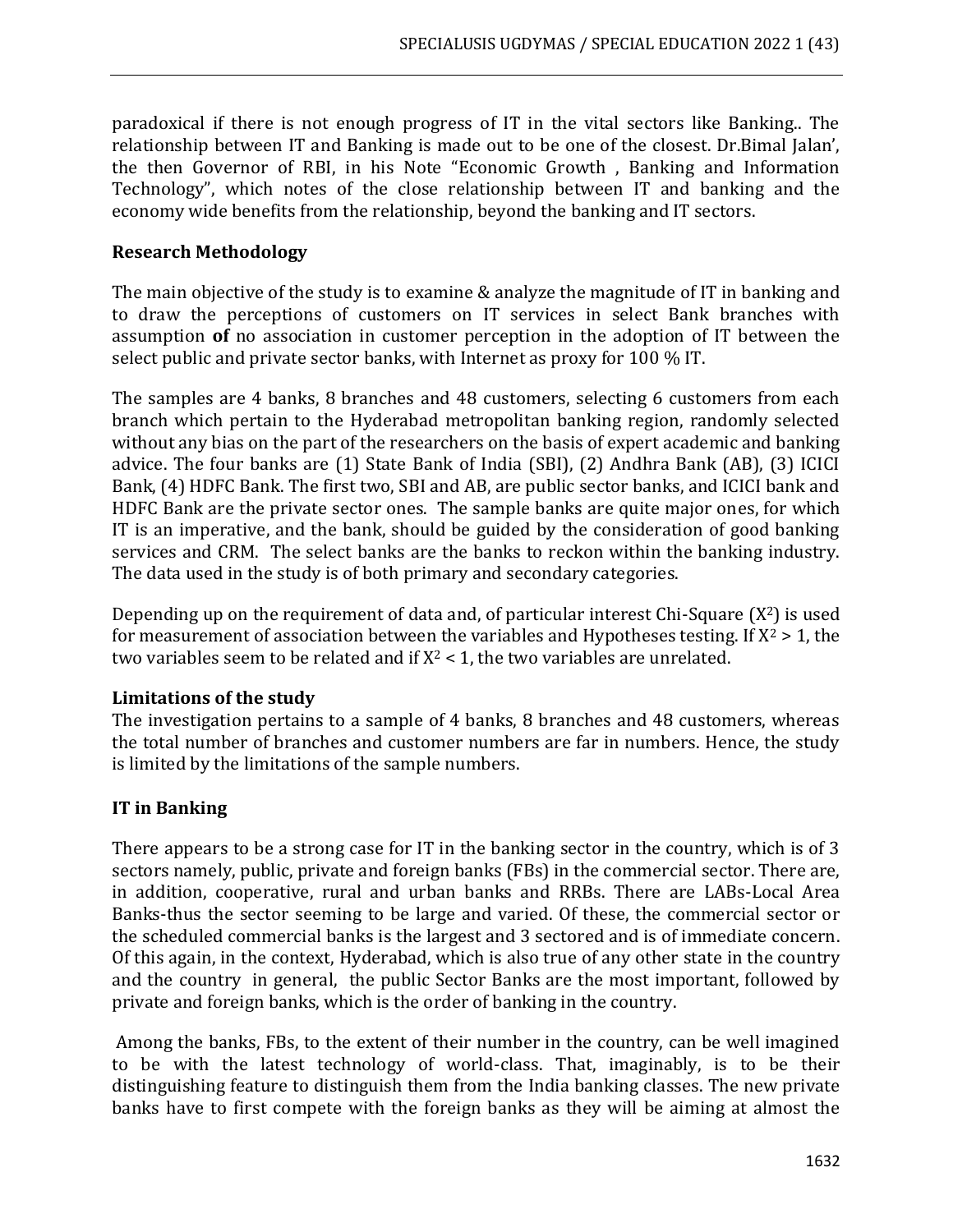paradoxical if there is not enough progress of IT in the vital sectors like Banking.. The relationship between IT and Banking is made out to be one of the closest. Dr.Bimal Jalan', the then Governor of RBI, in his Note "Economic Growth , Banking and Information Technology", which notes of the close relationship between IT and banking and the economy wide benefits from the relationship, beyond the banking and IT sectors.

## Research Methodology

The main objective of the study is to examine & analyze the magnitude of IT in banking and to draw the perceptions of customers on IT services in select Bank branches with assumption **of** no association in customer perception in the adoption of IT between the select public and private sector banks, with Internet as proxy for 100 % IT.

The samples are 4 banks, 8 branches and 48 customers, selecting 6 customers from each branch which pertain to the Hyderabad metropolitan banking region, randomly selected without any bias on the part of the researchers on the basis of expert academic and banking advice. The four banks are (1) State Bank of India (SBI), (2) Andhra Bank (AB), (3) ICICI Bank, (4) HDFC Bank. The first two, SBI and AB, are public sector banks, and ICICI bank and HDFC Bank are the private sector ones. The sample banks are quite major ones, for which IT is an imperative, and the bank, should be guided by the consideration of good banking services and CRM. The select banks are the banks to reckon within the banking industry. The data used in the study is of both primary and secondary categories.

Depending up on the requirement of data and, of particular interest Chi-Square ($X^2$) is used for measurement of association between the variables and Hypotheses testing. If $X^2 > 1$, the two variables seem to be related and if $X^2 < 1$, the two variables are unrelated.

## Limitations of the study

The investigation pertains to a sample of 4 banks, 8 branches and 48 customers, whereas the total number of branches and customer numbers are far in numbers. Hence, the study is limited by the limitations of the sample numbers.

## IT in Banking

There appears to be a strong case for IT in the banking sector in the country, which is of 3 sectors namely, public, private and foreign banks (FBs) in the commercial sector. There are, in addition, cooperative, rural and urban banks and RRBs. There are LABs-Local Area Banks-thus the sector seeming to be large and varied. Of these, the commercial sector or the scheduled commercial banks is the largest and 3 sectored and is of immediate concern. Of this again, in the context, Hyderabad, which is also true of any other state in the country and the country in general, the public Sector Banks are the most important, followed by private and foreign banks, which is the order of banking in the country.

Among the banks, FBs, to the extent of their number in the country, can be well imagined to be with the latest technology of world-class. That, imaginably, is to be their distinguishing feature to distinguish them from the India banking classes. The new private banks have to first compete with the foreign banks as they will be aiming at almost the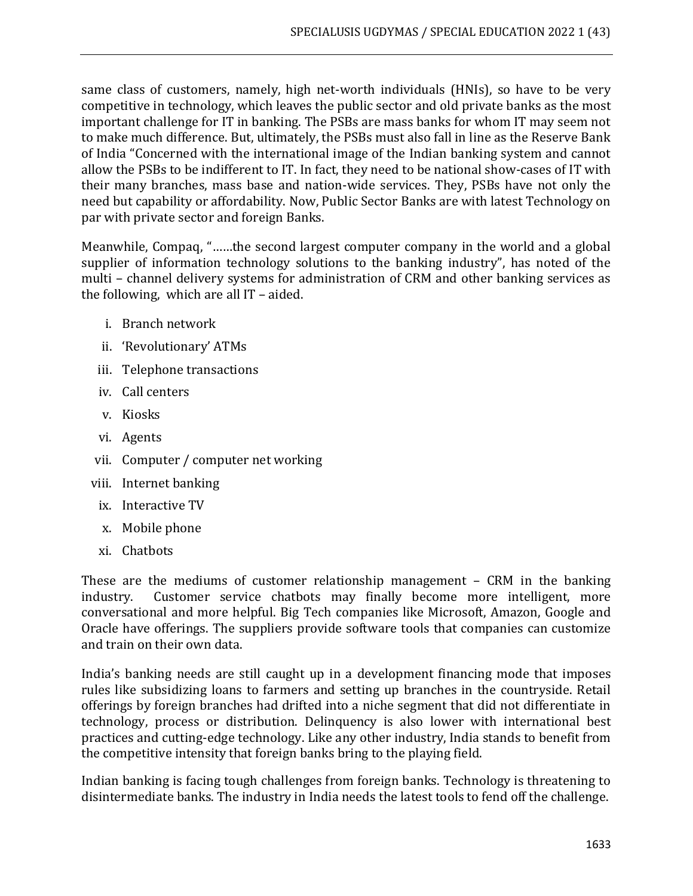same class of customers, namely, high net-worth individuals (HNIs), so have to be very competitive in technology, which leaves the public sector and old private banks as the most important challenge for IT in banking. The PSBs are mass banks for whom IT may seem not to make much difference. But, ultimately, the PSBs must also fall in line as the Reserve Bank of India "Concerned with the international image of the Indian banking system and cannot allow the PSBs to be indifferent to IT. In fact, they need to be national show-cases of IT with their many branches, mass base and nation-wide services. They, PSBs have not only the need but capability or affordability. Now, Public Sector Banks are with latest Technology on par with private sector and foreign Banks.

Meanwhile, Compaq, "……the second largest computer company in the world and a global supplier of information technology solutions to the banking industry", has noted of the multi – channel delivery systems for administration of CRM and other banking services as the following, which are all IT – aided.

i. Branch network
ii. 'Revolutionary' ATMs
iii. Telephone transactions
iv. Call centers
v. Kiosks
vi. Agents
vii. Computer / computer net working
viii. Internet banking
ix. Interactive TV
x. Mobile phone
xi. Chatbots

These are the mediums of customer relationship management – CRM in the banking industry. Customer service chatbots may finally become more intelligent, more conversational and more helpful. Big Tech companies like Microsoft, Amazon, Google and Oracle have offerings. The suppliers provide software tools that companies can customize and train on their own data.

India's banking needs are still caught up in a development financing mode that imposes rules like subsidizing loans to farmers and setting up branches in the countryside. Retail offerings by foreign branches had drifted into a niche segment that did not differentiate in technology, process or distribution. Delinquency is also lower with international best practices and cutting-edge technology. Like any other industry, India stands to benefit from the competitive intensity that foreign banks bring to the playing field.

Indian banking is facing tough challenges from foreign banks. Technology is threatening to disintermediate banks. The industry in India needs the latest tools to fend off the challenge.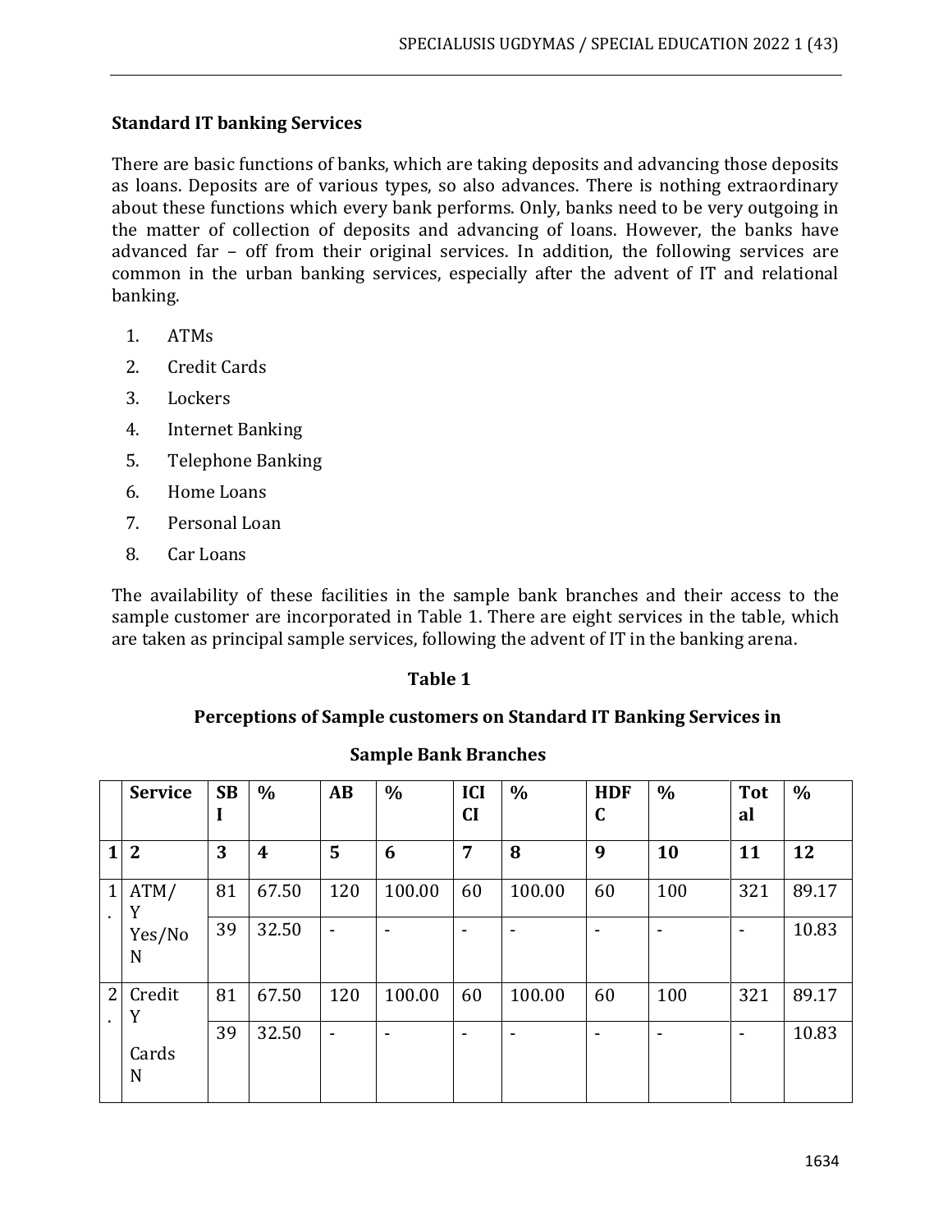### Standard IT banking Services

There are basic functions of banks, which are taking deposits and advancing those deposits as loans. Deposits are of various types, so also advances. There is nothing extraordinary about these functions which every bank performs. Only, banks need to be very outgoing in the matter of collection of deposits and advancing of loans. However, the banks have advanced far – off from their original services. In addition, the following services are common in the urban banking services, especially after the advent of IT and relational banking.

1. ATMs
2. Credit Cards
3. Lockers
4. Internet Banking
5. Telephone Banking
6. Home Loans
7. Personal Loan
8. Car Loans

The availability of these facilities in the sample bank branches and their access to the sample customer are incorporated in Table 1. There are eight services in the table, which are taken as principal sample services, following the advent of IT in the banking arena.

**Table 1**

**Perceptions of Sample customers on Standard IT Banking Services in Sample Bank Branches**

| | Service | SBI | % | AB | % | ICICI | % | HDFC | % | Total | % |
|---|---|---|---|---|---|---|---|---|---|---|---|
| **1** | **2** | **3** | **4** | **5** | **6** | **7** | **8** | **9** | **10** | **11** | **12** |
| 1. | ATM/ Y | 81 | 67.50 | 120 | 100.00 | 60 | 100.00 | 60 | 100 | 321 | 89.17 |
| | Yes/No N | 39 | 32.50 | - | - | - | - | - | - | - | 10.83 |
| 2. | Credit Y | 81 | 67.50 | 120 | 100.00 | 60 | 100.00 | 60 | 100 | 321 | 89.17 |
| | Cards N | 39 | 32.50 | - | - | - | - | - | - | - | 10.83 |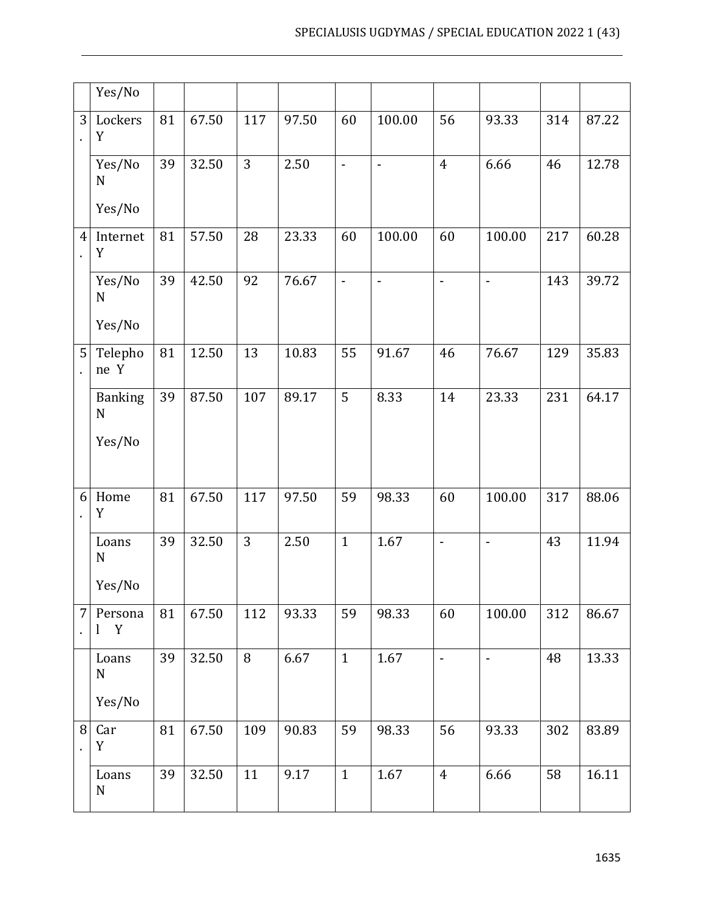|  | Yes/No |  |  |  |  |  |  |  |  |  |  |
|---|---|---|---|---|---|---|---|---|---|---|---|
| 3. | Lockers Y | 81 | 67.50 | 117 | 97.50 | 60 | 100.00 | 56 | 93.33 | 314 | 87.22 |
|  | Yes/No N Yes/No | 39 | 32.50 | 3 | 2.50 | - | - | 4 | 6.66 | 46 | 12.78 |
| 4. | Internet Y | 81 | 57.50 | 28 | 23.33 | 60 | 100.00 | 60 | 100.00 | 217 | 60.28 |
|  | Yes/No N Yes/No | 39 | 42.50 | 92 | 76.67 | - | - | - | - | 143 | 39.72 |
| 5. | Telephone Y | 81 | 12.50 | 13 | 10.83 | 55 | 91.67 | 46 | 76.67 | 129 | 35.83 |
|  | Banking N Yes/No | 39 | 87.50 | 107 | 89.17 | 5 | 8.33 | 14 | 23.33 | 231 | 64.17 |
| 6. | Home Y | 81 | 67.50 | 117 | 97.50 | 59 | 98.33 | 60 | 100.00 | 317 | 88.06 |
|  | Loans N Yes/No | 39 | 32.50 | 3 | 2.50 | 1 | 1.67 | - | - | 43 | 11.94 |
| 7. | Personal Y | 81 | 67.50 | 112 | 93.33 | 59 | 98.33 | 60 | 100.00 | 312 | 86.67 |
|  | Loans N Yes/No | 39 | 32.50 | 8 | 6.67 | 1 | 1.67 | - | - | 48 | 13.33 |
| 8. | Car Y | 81 | 67.50 | 109 | 90.83 | 59 | 98.33 | 56 | 93.33 | 302 | 83.89 |
|  | Loans N | 39 | 32.50 | 11 | 9.17 | 1 | 1.67 | 4 | 6.66 | 58 | 16.11 |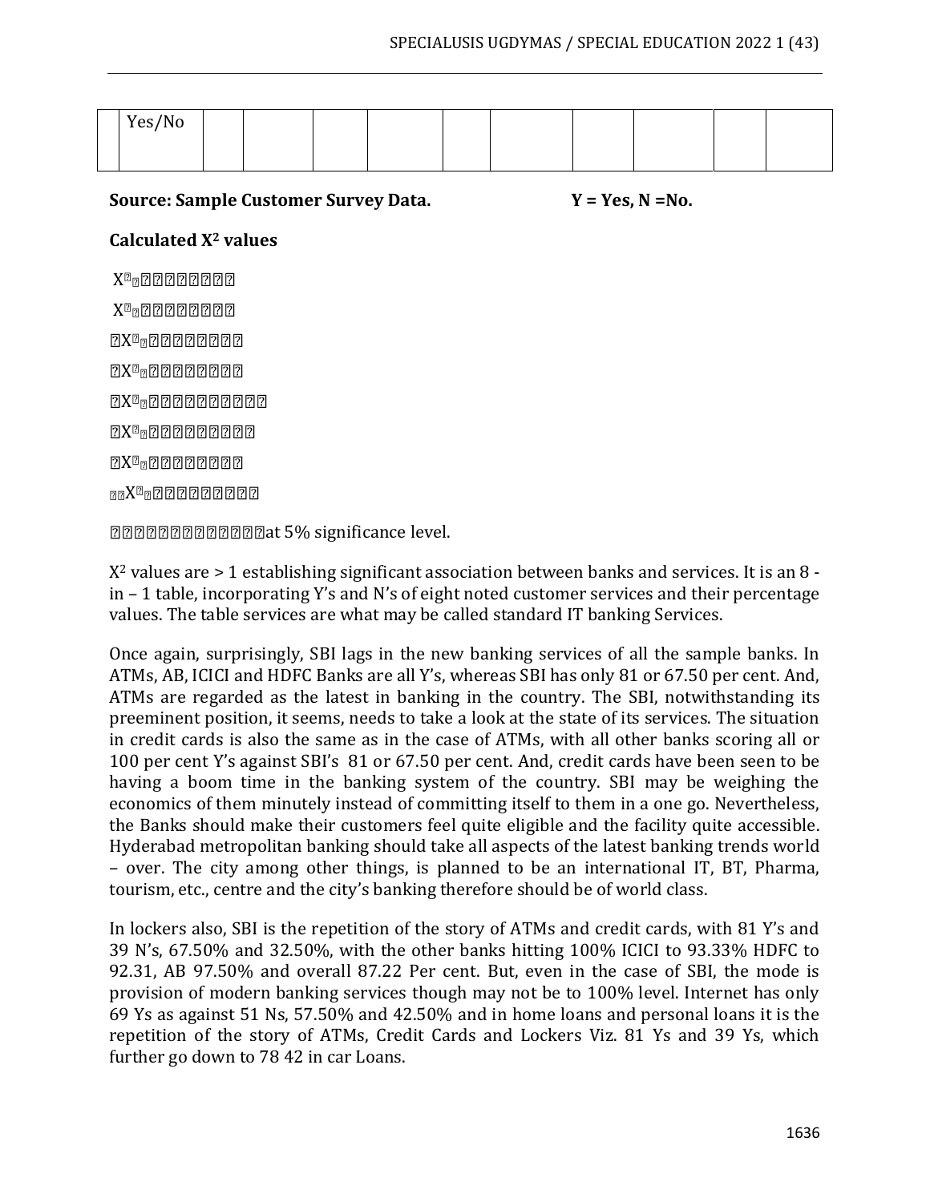| | Yes/No | | | | | | | | | | |
|---|---|---|---|---|---|---|---|---|---|---|---|

**Source: Sample Customer Survey Data.** **Y = Yes, N =No.**

**Calculated $X^2$ values**

X�� ���������

X�� ���������

�X�� ���������

�X�� ���������

�X�� �����������

�X�� ����������

�X�� ���������

��X�� ����������

�������������at 5% significance level.

$X^2$ values are > 1 establishing significant association between banks and services. It is an 8 - in – 1 table, incorporating Y's and N's of eight noted customer services and their percentage values. The table services are what may be called standard IT banking Services.

Once again, surprisingly, SBI lags in the new banking services of all the sample banks. In ATMs, AB, ICICI and HDFC Banks are all Y's, whereas SBI has only 81 or 67.50 per cent. And, ATMs are regarded as the latest in banking in the country. The SBI, notwithstanding its preeminent position, it seems, needs to take a look at the state of its services. The situation in credit cards is also the same as in the case of ATMs, with all other banks scoring all or 100 per cent Y's against SBI's 81 or 67.50 per cent. And, credit cards have been seen to be having a boom time in the banking system of the country. SBI may be weighing the economics of them minutely instead of committing itself to them in a one go. Nevertheless, the Banks should make their customers feel quite eligible and the facility quite accessible. Hyderabad metropolitan banking should take all aspects of the latest banking trends world – over. The city among other things, is planned to be an international IT, BT, Pharma, tourism, etc., centre and the city's banking therefore should be of world class.

In lockers also, SBI is the repetition of the story of ATMs and credit cards, with 81 Y's and 39 N's, 67.50% and 32.50%, with the other banks hitting 100% ICICI to 93.33% HDFC to 92.31, AB 97.50% and overall 87.22 Per cent. But, even in the case of SBI, the mode is provision of modern banking services though may not be to 100% level. Internet has only 69 Ys as against 51 Ns, 57.50% and 42.50% and in home loans and personal loans it is the repetition of the story of ATMs, Credit Cards and Lockers Viz. 81 Ys and 39 Ys, which further go down to 78 42 in car Loans.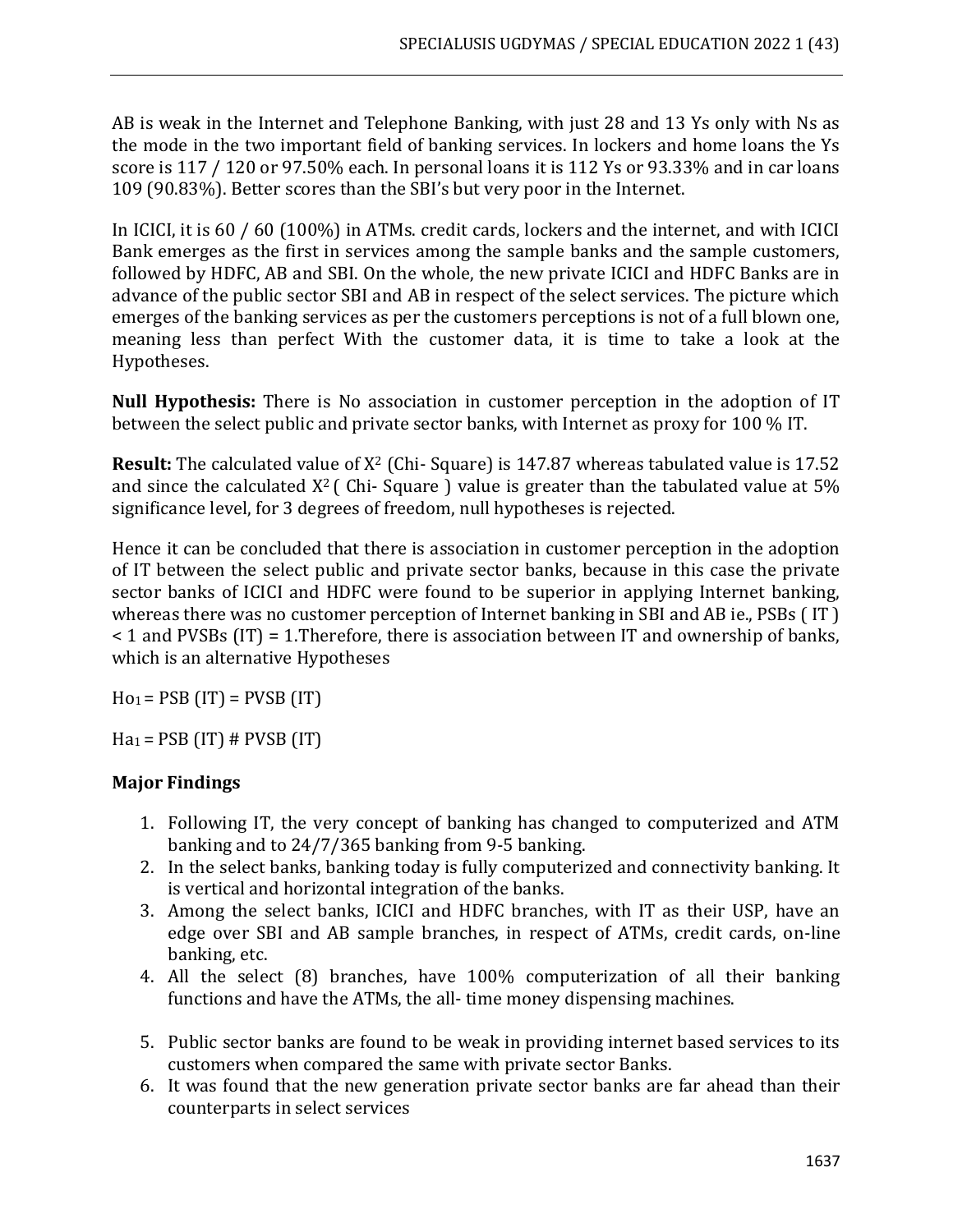AB is weak in the Internet and Telephone Banking, with just 28 and 13 Ys only with Ns as the mode in the two important field of banking services. In lockers and home loans the Ys score is 117 / 120 or 97.50% each. In personal loans it is 112 Ys or 93.33% and in car loans 109 (90.83%). Better scores than the SBI's but very poor in the Internet.

In ICICI, it is 60 / 60 (100%) in ATMs. credit cards, lockers and the internet, and with ICICI Bank emerges as the first in services among the sample banks and the sample customers, followed by HDFC, AB and SBI. On the whole, the new private ICICI and HDFC Banks are in advance of the public sector SBI and AB in respect of the select services. The picture which emerges of the banking services as per the customers perceptions is not of a full blown one, meaning less than perfect With the customer data, it is time to take a look at the Hypotheses.

**Null Hypothesis:** There is No association in customer perception in the adoption of IT between the select public and private sector banks, with Internet as proxy for 100 % IT.

**Result:** The calculated value of $X^2$ (Chi- Square) is 147.87 whereas tabulated value is 17.52 and since the calculated $X^2$ ( Chi- Square ) value is greater than the tabulated value at 5% significance level, for 3 degrees of freedom, null hypotheses is rejected.

Hence it can be concluded that there is association in customer perception in the adoption of IT between the select public and private sector banks, because in this case the private sector banks of ICICI and HDFC were found to be superior in applying Internet banking, whereas there was no customer perception of Internet banking in SBI and AB ie., PSBs ( IT ) < 1 and PVSBs (IT) = 1.Therefore, there is association between IT and ownership of banks, which is an alternative Hypotheses

$Ho_1$ = PSB (IT) = PVSB (IT)

$Ha_1$ = PSB (IT) # PVSB (IT)

**Major Findings**

1. Following IT, the very concept of banking has changed to computerized and ATM banking and to 24/7/365 banking from 9-5 banking.
2. In the select banks, banking today is fully computerized and connectivity banking. It is vertical and horizontal integration of the banks.
3. Among the select banks, ICICI and HDFC branches, with IT as their USP, have an edge over SBI and AB sample branches, in respect of ATMs, credit cards, on-line banking, etc.
4. All the select (8) branches, have 100% computerization of all their banking functions and have the ATMs, the all- time money dispensing machines.
5. Public sector banks are found to be weak in providing internet based services to its customers when compared the same with private sector Banks.
6. It was found that the new generation private sector banks are far ahead than their counterparts in select services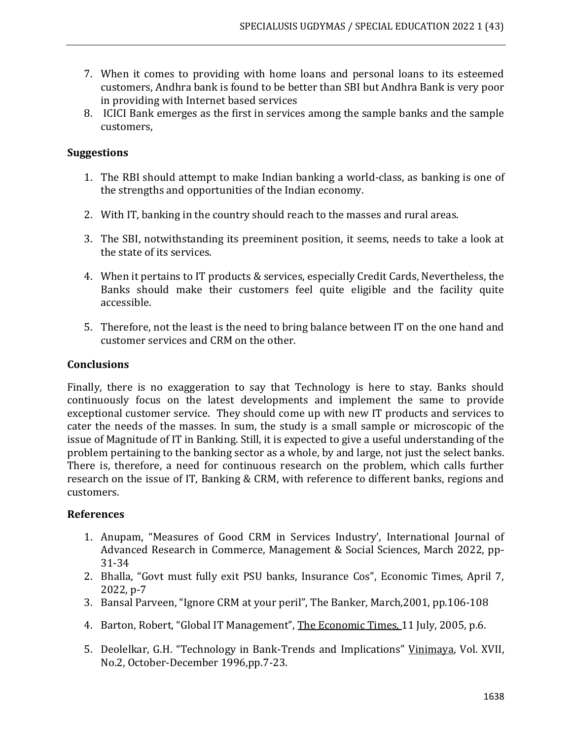7. When it comes to providing with home loans and personal loans to its esteemed customers, Andhra bank is found to be better than SBI but Andhra Bank is very poor in providing with Internet based services
8. ICICI Bank emerges as the first in services among the sample banks and the sample customers,

## Suggestions

1. The RBI should attempt to make Indian banking a world-class, as banking is one of the strengths and opportunities of the Indian economy.

2. With IT, banking in the country should reach to the masses and rural areas.

3. The SBI, notwithstanding its preeminent position, it seems, needs to take a look at the state of its services.

4. When it pertains to IT products & services, especially Credit Cards, Nevertheless, the Banks should make their customers feel quite eligible and the facility quite accessible.

5. Therefore, not the least is the need to bring balance between IT on the one hand and customer services and CRM on the other.

## Conclusions

Finally, there is no exaggeration to say that Technology is here to stay. Banks should continuously focus on the latest developments and implement the same to provide exceptional customer service. They should come up with new IT products and services to cater the needs of the masses. In sum, the study is a small sample or microscopic of the issue of Magnitude of IT in Banking. Still, it is expected to give a useful understanding of the problem pertaining to the banking sector as a whole, by and large, not just the select banks. There is, therefore, a need for continuous research on the problem, which calls further research on the issue of IT, Banking & CRM, with reference to different banks, regions and customers.

## References

1. Anupam, "Measures of Good CRM in Services Industry', International Journal of Advanced Research in Commerce, Management & Social Sciences, March 2022, pp-31-34
2. Bhalla, "Govt must fully exit PSU banks, Insurance Cos", Economic Times, April 7, 2022, p-7
3. Bansal Parveen, "Ignore CRM at your peril", The Banker, March,2001, pp.106-108

4. Barton, Robert, "Global IT Management", The Economic Times, 11 July, 2005, p.6.

5. Deolelkar, G.H. "Technology in Bank-Trends and Implications" Vinimaya, Vol. XVII, No.2, October-December 1996,pp.7-23.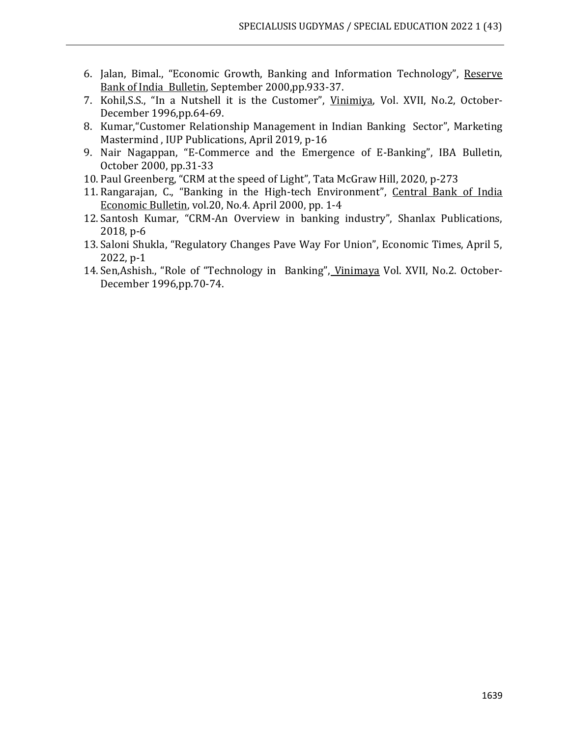6. Jalan, Bimal., "Economic Growth, Banking and Information Technology", Reserve Bank of India Bulletin, September 2000,pp.933-37.
7. Kohil,S.S., "In a Nutshell it is the Customer", Vinimiya, Vol. XVII, No.2, October-December 1996,pp.64-69.
8. Kumar,"Customer Relationship Management in Indian Banking Sector", Marketing Mastermind , IUP Publications, April 2019, p-16
9. Nair Nagappan, "E-Commerce and the Emergence of E-Banking", IBA Bulletin, October 2000, pp.31-33
10. Paul Greenberg, "CRM at the speed of Light", Tata McGraw Hill, 2020, p-273
11. Rangarajan, C., "Banking in the High-tech Environment", Central Bank of India Economic Bulletin, vol.20, No.4. April 2000, pp. 1-4
12. Santosh Kumar, "CRM-An Overview in banking industry", Shanlax Publications, 2018, p-6
13. Saloni Shukla, "Regulatory Changes Pave Way For Union", Economic Times, April 5, 2022, p-1
14. Sen,Ashish., "Role of "Technology in Banking", Vinimaya Vol. XVII, No.2. October-December 1996,pp.70-74.